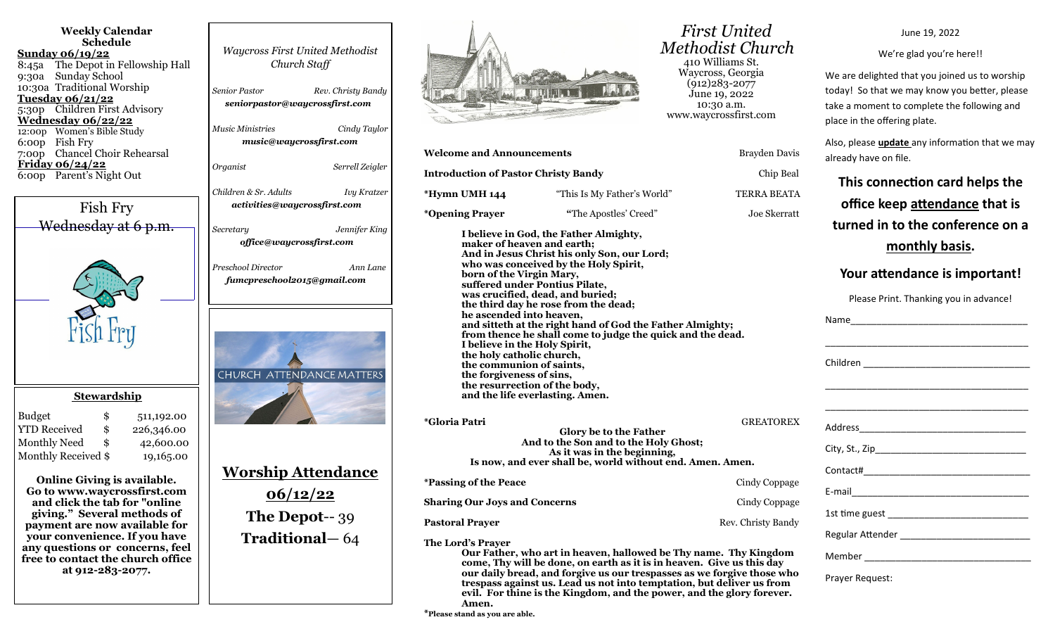**Weekly Calendar Schedule**

**Sunday 06/19/22**
8:45a The Depot in Fellowship Hall
9:30a Sunday School
10:30a Traditional Worship

**Tuesday 06/21/22**
5:30p Children First Advisory

**Wednesday 06/22/22**
12:00p Women's Bible Study
6:00p Fish Fry
7:00p Chancel Choir Rehearsal

**Friday 06/24/22**
6:00p Parent's Night Out

Fish Fry
Wednesday at 6 p.m.

Fish Fry

**Stewardship**

| | | |
|---|---|---|
| Budget | $ | 511,192.00 |
| YTD Received | $ | 226,346.00 |
| Monthly Need | $ | 42,600.00 |
| Monthly Received | $ | 19,165.00 |

**Online Giving is available. Go to www.waycrossfirst.com and click the tab for "online giving." Several methods of payment are now available for your convenience. If you have any questions or concerns, feel free to contact the church office at 912-283-2077.**

*Waycross First United Methodist Church Staff*

*Senior Pastor* — *Rev. Christy Bandy*
***seniorpastor@waycrossfirst.com***

*Music Ministries* — *Cindy Taylor*
***music@waycrossfirst.com***

*Organist* — *Serrell Zeigler*

*Children & Sr. Adults* — *Ivy Kratzer*
***activities@waycrossfirst.com***

*Secretary* — *Jennifer King*
***office@waycrossfirst.com***

*Preschool Director* — *Ann Lane*
***fumcpreschool2015@gmail.com***

CHURCH ATTENDANCE MATTERS

**Worship Attendance**

**06/12/22**

**The Depot**-- 39

**Traditional**— 64

# *First United Methodist Church*

410 Williams St.
Waycross, Georgia
(912)283-2077
June 19, 2022
10:30 a.m.
www.waycrossfirst.com

**Welcome and Announcements** — Brayden Davis

**Introduction of Pastor Christy Bandy** — Chip Beal

**\*Hymn UMH 144** — "This Is My Father's World" — TERRA BEATA

**\*Opening Prayer** — **"**The Apostles' Creed" — Joe Skerratt

**I believe in God, the Father Almighty,
maker of heaven and earth;
And in Jesus Christ his only Son, our Lord;
who was conceived by the Holy Spirit,
born of the Virgin Mary,
suffered under Pontius Pilate,
was crucified, dead, and buried;
the third day he rose from the dead;
he ascended into heaven,
and sitteth at the right hand of God the Father Almighty;
from thence he shall come to judge the quick and the dead.
I believe in the Holy Spirit,
the holy catholic church,
the communion of saints,
the forgiveness of sins,
the resurrection of the body,
and the life everlasting. Amen.**

**\*Gloria Patri** — GREATOREX

**Glory be to the Father
And to the Son and to the Holy Ghost;
As it was in the beginning,
Is now, and ever shall be, world without end. Amen. Amen.**

**\*Passing of the Peace** — Cindy Coppage

**Sharing Our Joys and Concerns** — Cindy Coppage

**Pastoral Prayer** — Rev. Christy Bandy

**The Lord's Prayer**

**Our Father, who art in heaven, hallowed be Thy name. Thy Kingdom come, Thy will be done, on earth as it is in heaven. Give us this day our daily bread, and forgive us our trespasses as we forgive those who trespass against us. Lead us not into temptation, but deliver us from evil. For thine is the Kingdom, and the power, and the glory forever. Amen.**

**\*Please stand as you are able.**

June 19, 2022

We're glad you're here!!

We are delighted that you joined us to worship today! So that we may know you better, please take a moment to complete the following and place in the offering plate.

Also, please **update** any information that we may already have on file.

**This connection card helps the office keep attendance that is turned in to the conference on a monthly basis.**

**Your attendance is important!**

Please Print. Thanking you in advance!

Name_________________________________

_____________________________________

Children ______________________________

_____________________________________

_____________________________________

Address_______________________________

City, St., Zip____________________________

Contact#______________________________

E-mail________________________________

1st time guest __________________________

Regular Attender ________________________

Member _______________________________

Prayer Request: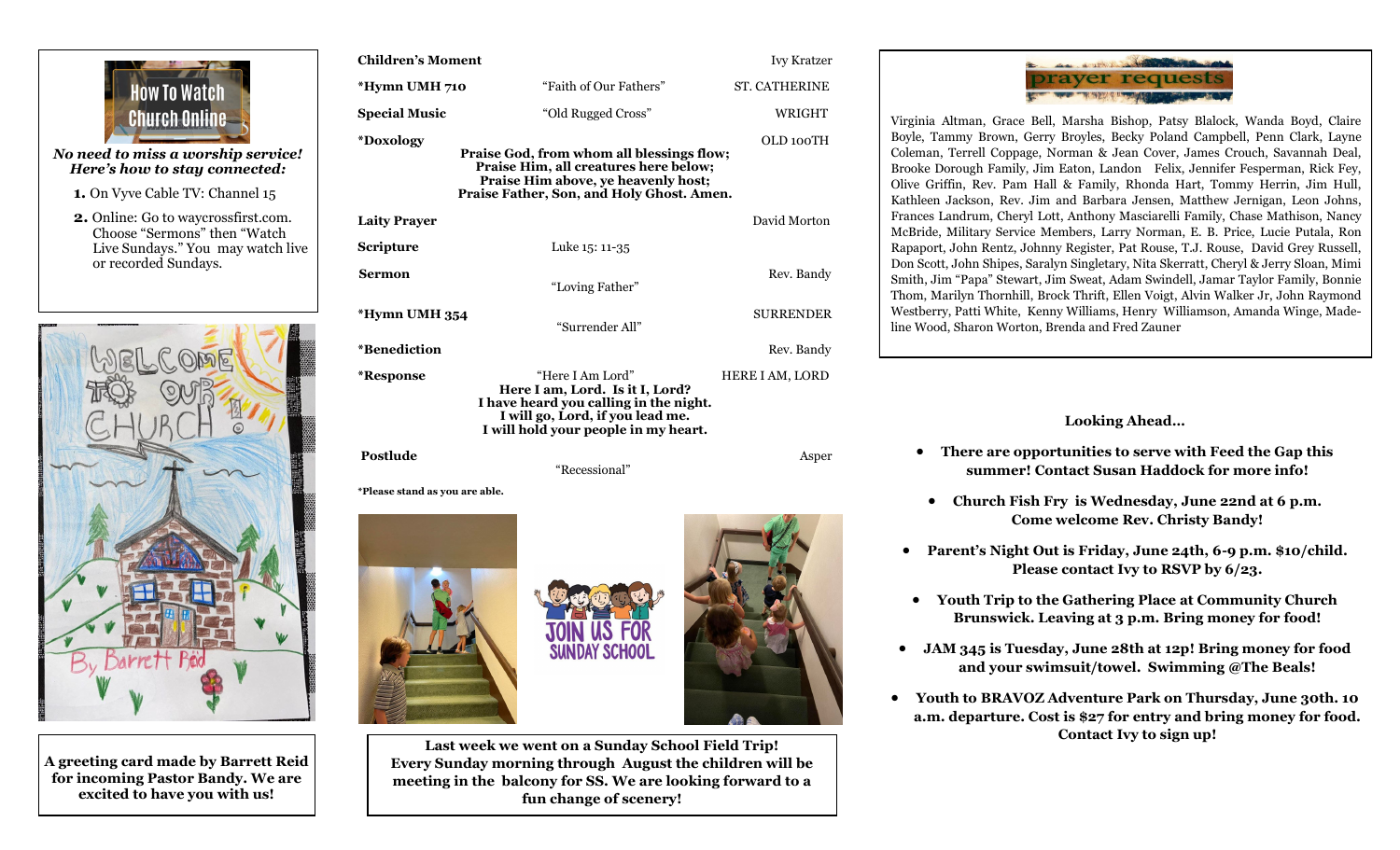## How To Watch Church Online

***No need to miss a worship service! Here's how to stay connected:***

1. On Vyve Cable TV: Channel 15
2. Online: Go to waycrossfirst.com. Choose "Sermons" then "Watch Live Sundays." You may watch live or recorded Sundays.

**A greeting card made by Barrett Reid for incoming Pastor Bandy. We are excited to have you with us!**

| | | |
|---|---|---|
| **Children's Moment** | | Ivy Kratzer |
| **\*Hymn UMH 710** | "Faith of Our Fathers" | ST. CATHERINE |
| **Special Music** | "Old Rugged Cross" | WRIGHT |
| **\*Doxology** | | OLD 100TH |

**Praise God, from whom all blessings flow;**
**Praise Him, all creatures here below;**
**Praise Him above, ye heavenly host;**
**Praise Father, Son, and Holy Ghost. Amen.**

| | | |
|---|---|---|
| **Laity Prayer** | | David Morton |
| **Scripture** | Luke 15: 11-35 | |
| **Sermon** | "Loving Father" | Rev. Bandy |
| **\*Hymn UMH 354** | "Surrender All" | SURRENDER |
| **\*Benediction** | | Rev. Bandy |
| **\*Response** | "Here I Am Lord" | HERE I AM, LORD |

**Here I am, Lord. Is it I, Lord?**
**I have heard you calling in the night.**
**I will go, Lord, if you lead me.**
**I will hold your people in my heart.**

| | | |
|---|---|---|
| **Postlude** | "Recessional" | Asper |

**\*Please stand as you are able.**

**Last week we went on a Sunday School Field Trip! Every Sunday morning through August the children will be meeting in the balcony for SS. We are looking forward to a fun change of scenery!**

## prayer requests

Virginia Altman, Grace Bell, Marsha Bishop, Patsy Blalock, Wanda Boyd, Claire Boyle, Tammy Brown, Gerry Broyles, Becky Poland Campbell, Penn Clark, Layne Coleman, Terrell Coppage, Norman & Jean Cover, James Crouch, Savannah Deal, Brooke Dorough Family, Jim Eaton, Landon Felix, Jennifer Fesperman, Rick Fey, Olive Griffin, Rev. Pam Hall & Family, Rhonda Hart, Tommy Herrin, Jim Hull, Kathleen Jackson, Rev. Jim and Barbara Jensen, Matthew Jernigan, Leon Johns, Frances Landrum, Cheryl Lott, Anthony Masciarelli Family, Chase Mathison, Nancy McBride, Military Service Members, Larry Norman, E. B. Price, Lucie Putala, Ron Rapaport, John Rentz, Johnny Register, Pat Rouse, T.J. Rouse, David Grey Russell, Don Scott, John Shipes, Saralyn Singletary, Nita Skerratt, Cheryl & Jerry Sloan, Mimi Smith, Jim "Papa" Stewart, Jim Sweat, Adam Swindell, Jamar Taylor Family, Bonnie Thom, Marilyn Thornhill, Brock Thrift, Ellen Voigt, Alvin Walker Jr, John Raymond Westberry, Patti White, Kenny Williams, Henry Williamson, Amanda Winge, Madeline Wood, Sharon Worton, Brenda and Fred Zauner

### Looking Ahead…

- **There are opportunities to serve with Feed the Gap this summer! Contact Susan Haddock for more info!**
- **Church Fish Fry is Wednesday, June 22nd at 6 p.m. Come welcome Rev. Christy Bandy!**
- **Parent's Night Out is Friday, June 24th, 6-9 p.m. $10/child. Please contact Ivy to RSVP by 6/23.**
- **Youth Trip to the Gathering Place at Community Church Brunswick. Leaving at 3 p.m. Bring money for food!**
- **JAM 345 is Tuesday, June 28th at 12p! Bring money for food and your swimsuit/towel. Swimming @The Beals!**
- **Youth to BRAVOZ Adventure Park on Thursday, June 30th. 10 a.m. departure. Cost is $27 for entry and bring money for food. Contact Ivy to sign up!**